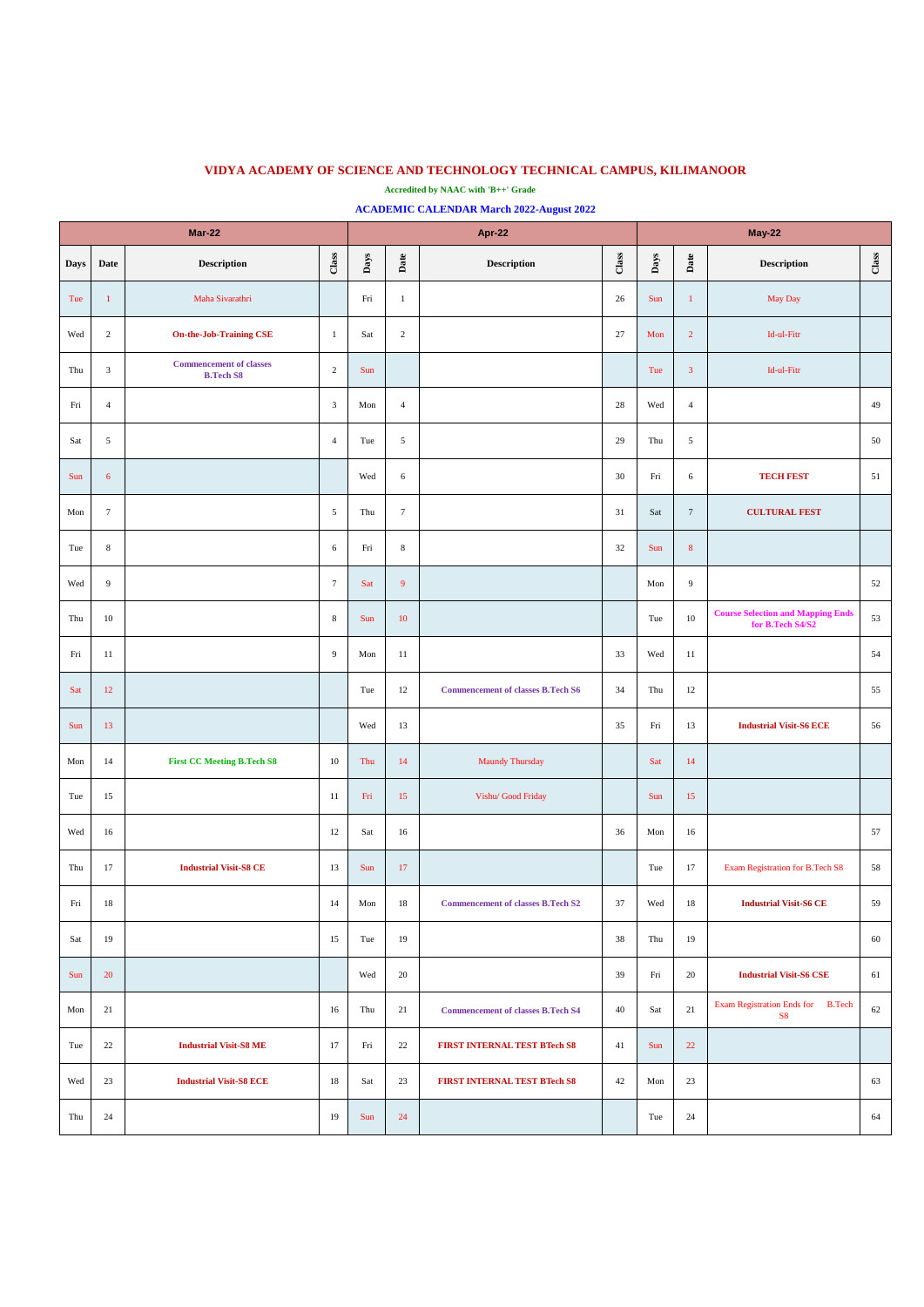# VIDYA ACADEMY OF SCIENCE AND TECHNOLOGY TECHNICAL CAMPUS, KILIMANOOR

**Accredited by NAAC with 'B++' Grade**

**ACADEMIC CALENDAR March 2022-August 2022**

| Mar-22 | | | | Apr-22 | | | | May-22 | | | |
|---|---|---|---|---|---|---|---|---|---|---|---|
| Days | Date | Description | Class | Days | Date | Description | Class | Days | Date | Description | Class |
| Tue | 1 | Maha Sivarathri | | Fri | 1 | | 26 | Sun | 1 | May Day | |
| Wed | 2 | On-the-Job-Training CSE | 1 | Sat | 2 | | 27 | Mon | 2 | Id-ul-Fitr | |
| Thu | 3 | Commencement of classes B.Tech S8 | 2 | Sun | | | | Tue | 3 | Id-ul-Fitr | |
| Fri | 4 | | 3 | Mon | 4 | | 28 | Wed | 4 | | 49 |
| Sat | 5 | | 4 | Tue | 5 | | 29 | Thu | 5 | | 50 |
| Sun | 6 | | | Wed | 6 | | 30 | Fri | 6 | TECH FEST | 51 |
| Mon | 7 | | 5 | Thu | 7 | | 31 | Sat | 7 | CULTURAL FEST | |
| Tue | 8 | | 6 | Fri | 8 | | 32 | Sun | 8 | | |
| Wed | 9 | | 7 | Sat | 9 | | | Mon | 9 | | 52 |
| Thu | 10 | | 8 | Sun | 10 | | | Tue | 10 | Course Selection and Mapping Ends for B.Tech S4/S2 | 53 |
| Fri | 11 | | 9 | Mon | 11 | | 33 | Wed | 11 | | 54 |
| Sat | 12 | | | Tue | 12 | Commencement of classes B.Tech S6 | 34 | Thu | 12 | | 55 |
| Sun | 13 | | | Wed | 13 | | 35 | Fri | 13 | Industrial Visit-S6 ECE | 56 |
| Mon | 14 | First CC Meeting B.Tech S8 | 10 | Thu | 14 | Maundy Thursday | | Sat | 14 | | |
| Tue | 15 | | 11 | Fri | 15 | Vishu/ Good Friday | | Sun | 15 | | |
| Wed | 16 | | 12 | Sat | 16 | | 36 | Mon | 16 | | 57 |
| Thu | 17 | Industrial Visit-S8 CE | 13 | Sun | 17 | | | Tue | 17 | Exam Registration for B.Tech S8 | 58 |
| Fri | 18 | | 14 | Mon | 18 | Commencement of classes B.Tech S2 | 37 | Wed | 18 | Industrial Visit-S6 CE | 59 |
| Sat | 19 | | 15 | Tue | 19 | | 38 | Thu | 19 | | 60 |
| Sun | 20 | | | Wed | 20 | | 39 | Fri | 20 | Industrial Visit-S6 CSE | 61 |
| Mon | 21 | | 16 | Thu | 21 | Commencement of classes B.Tech S4 | 40 | Sat | 21 | Exam Registration Ends for B.Tech S8 | 62 |
| Tue | 22 | Industrial Visit-S8 ME | 17 | Fri | 22 | FIRST INTERNAL TEST BTech S8 | 41 | Sun | 22 | | |
| Wed | 23 | Industrial Visit-S8 ECE | 18 | Sat | 23 | FIRST INTERNAL TEST BTech S8 | 42 | Mon | 23 | | 63 |
| Thu | 24 | | 19 | Sun | 24 | | | Tue | 24 | | 64 |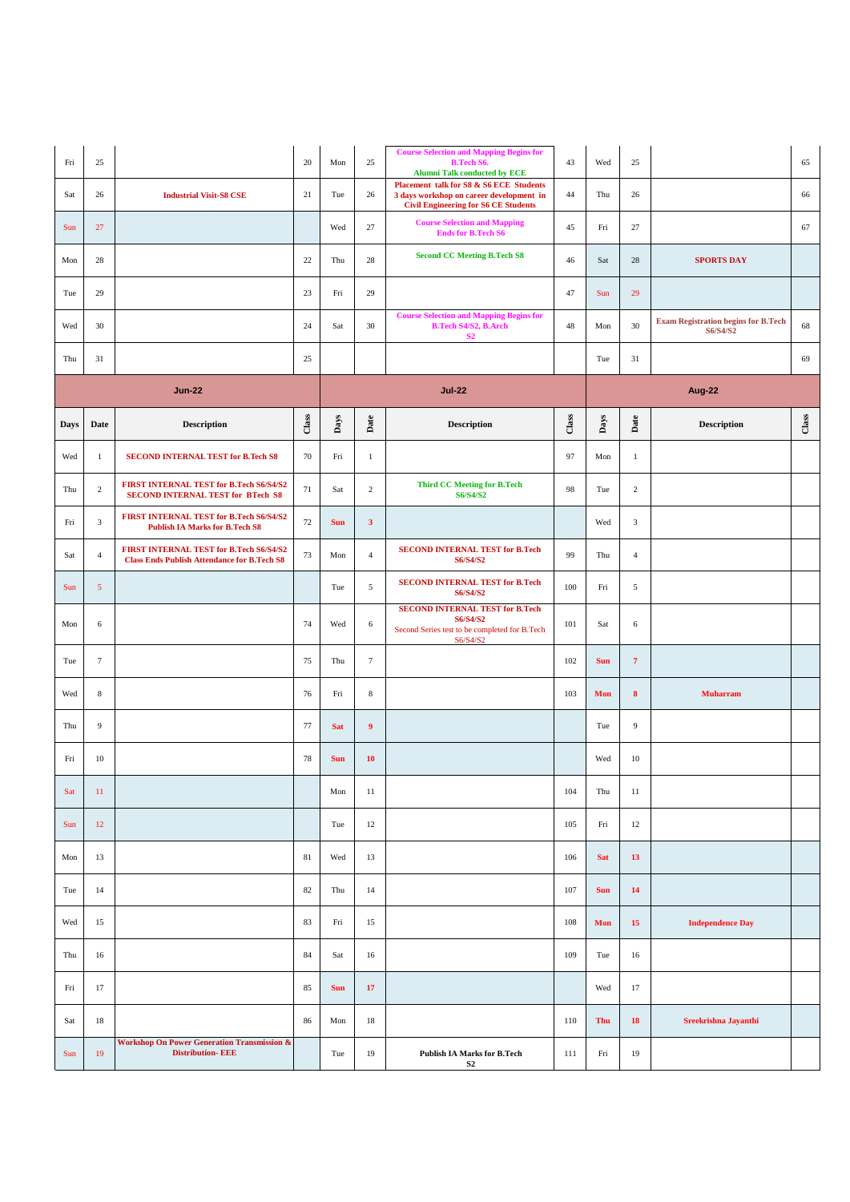| Days | Date | Description | Class | Days | Date | Description | Class | Days | Date | Description | Class |
|---|---|---|---|---|---|---|---|---|---|---|---|
| Fri | 25 | | 20 | Mon | 25 | Course Selection and Mapping Begins for B.Tech S6. Alumni Talk conducted by ECE | 43 | Wed | 25 | | 65 |
| Sat | 26 | Industrial Visit-S8 CSE | 21 | Tue | 26 | Placement talk for S8 & S6 ECE Students 3 days workshop on career development in Civil Engineering for S6 CE Students | 44 | Thu | 26 | | 66 |
| Sun | 27 | | | Wed | 27 | Course Selection and Mapping Ends for B.Tech S6 | 45 | Fri | 27 | | 67 |
| Mon | 28 | | 22 | Thu | 28 | Second CC Meeting B.Tech S8 | 46 | Sat | 28 | SPORTS DAY | |
| Tue | 29 | | 23 | Fri | 29 | | 47 | Sun | 29 | | |
| Wed | 30 | | 24 | Sat | 30 | Course Selection and Mapping Begins for B.Tech S4/S2, B.Arch S2 | 48 | Mon | 30 | Exam Registration begins for B.Tech S6/S4/S2 | 68 |
| Thu | 31 | | 25 | | | | | Tue | 31 | | 69 |

| Jun-22 | | | | Jul-22 | | | | Aug-22 | | | |
|---|---|---|---|---|---|---|---|---|---|---|---|
| Days | Date | Description | Class | Days | Date | Description | Class | Days | Date | Description | Class |
| Wed | 1 | SECOND INTERNAL TEST for B.Tech S8 | 70 | Fri | 1 | | 97 | Mon | 1 | | |
| Thu | 2 | FIRST INTERNAL TEST for B.Tech S6/S4/S2 SECOND INTERNAL TEST for BTech S8 | 71 | Sat | 2 | Third CC Meeting for B.Tech S6/S4/S2 | 98 | Tue | 2 | | |
| Fri | 3 | FIRST INTERNAL TEST for B.Tech S6/S4/S2 Publish IA Marks for B.Tech S8 | 72 | Sun | 3 | | | Wed | 3 | | |
| Sat | 4 | FIRST INTERNAL TEST for B.Tech S6/S4/S2 Class Ends Publish Attendance for B.Tech S8 | 73 | Mon | 4 | SECOND INTERNAL TEST for B.Tech S6/S4/S2 | 99 | Thu | 4 | | |
| Sun | 5 | | | Tue | 5 | SECOND INTERNAL TEST for B.Tech S6/S4/S2 | 100 | Fri | 5 | | |
| Mon | 6 | | 74 | Wed | 6 | SECOND INTERNAL TEST for B.Tech S6/S4/S2 Second Series test to be completed for B.Tech S6/S4/S2 | 101 | Sat | 6 | | |
| Tue | 7 | | 75 | Thu | 7 | | 102 | Sun | 7 | | |
| Wed | 8 | | 76 | Fri | 8 | | 103 | Mon | 8 | Muharram | |
| Thu | 9 | | 77 | Sat | 9 | | | Tue | 9 | | |
| Fri | 10 | | 78 | Sun | 10 | | | Wed | 10 | | |
| Sat | 11 | | | Mon | 11 | | 104 | Thu | 11 | | |
| Sun | 12 | | | Tue | 12 | | 105 | Fri | 12 | | |
| Mon | 13 | | 81 | Wed | 13 | | 106 | Sat | 13 | | |
| Tue | 14 | | 82 | Thu | 14 | | 107 | Sun | 14 | | |
| Wed | 15 | | 83 | Fri | 15 | | 108 | Mon | 15 | Independence Day | |
| Thu | 16 | | 84 | Sat | 16 | | 109 | Tue | 16 | | |
| Fri | 17 | | 85 | Sun | 17 | | | Wed | 17 | | |
| Sat | 18 | | 86 | Mon | 18 | | 110 | Thu | 18 | Sreekrishna Jayanthi | |
| Sun | 19 | Workshop On Power Generation Transmission & Distribution- EEE | | Tue | 19 | Publish IA Marks for B.Tech S2 | 111 | Fri | 19 | | |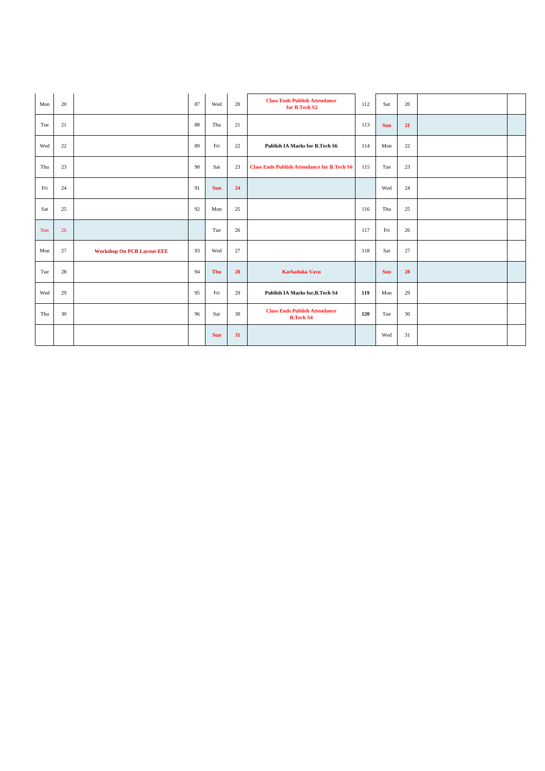| | | | | | | | | | | | | |
|---|---|---|---|---|---|---|---|---|---|---|---|---|
| Mon | 20 | | 87 | Wed | 20 | **Class Ends Publish Attendance for B.Tech S2** | 112 | Sat | 20 | | |
| Tue | 21 | | 88 | Thu | 21 | | 113 | **Sun** | **21** | | |
| Wed | 22 | | 89 | Fri | 22 | **Publish IA Marks for B.Tech S6** | 114 | Mon | 22 | | |
| Thu | 23 | | 90 | Sat | 23 | **Class Ends Publish Attendance for B.Tech S6** | 115 | Tue | 23 | | |
| Fri | 24 | | 91 | **Sun** | **24** | | | Wed | 24 | | |
| Sat | 25 | | 92 | Mon | 25 | | 116 | Thu | 25 | | |
| Sun | 26 | | | Tue | 26 | | 117 | Fri | 26 | | |
| Mon | 27 | **Workshop On PCB Layout-EEE** | 93 | Wed | 27 | | 118 | Sat | 27 | | |
| Tue | 28 | | 94 | **Thu** | **28** | **Karkadaka Vavu** | | **Sun** | **28** | | |
| Wed | 29 | | 95 | Fri | 29 | **Publish IA Marks for,B.Tech S4** | **119** | Mon | 29 | | |
| Thu | 30 | | 96 | Sat | 30 | **Class Ends Publish Attendance B.Tech S4** | **120** | Tue | 30 | | |
| | | | | **Sun** | **31** | | | Wed | 31 | | |